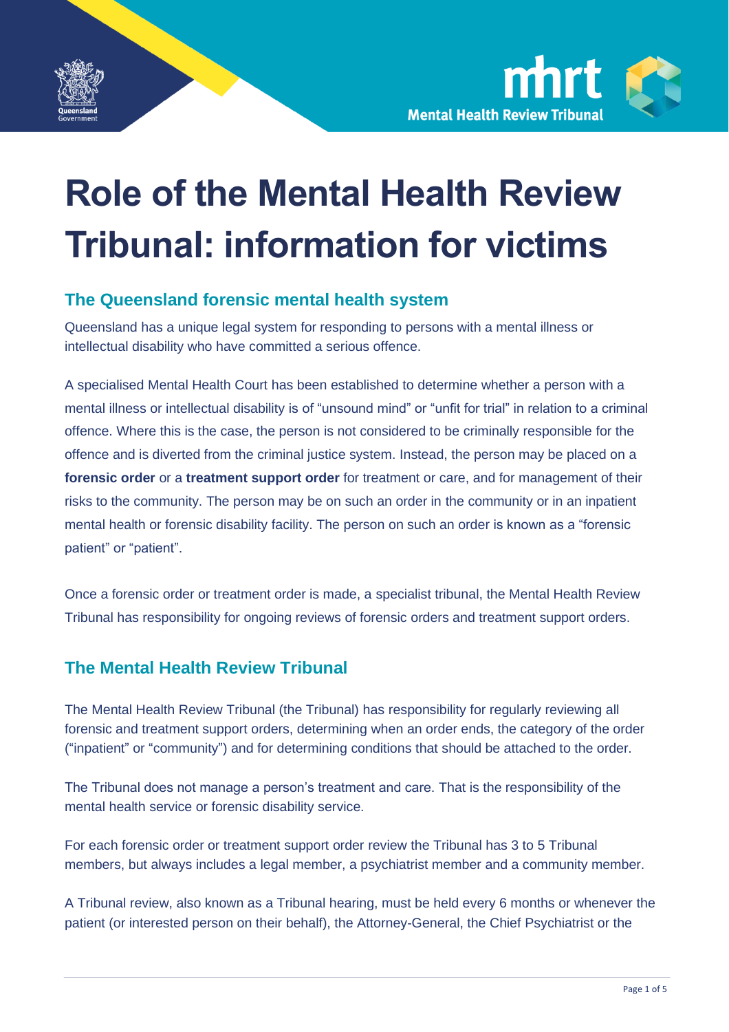# Role of the Mental Health Review Tribunal: information for victims

## The Queensland forensic mental health system

Queensland has a unique legal system for responding to persons with a mental illness or intellectual disability who have committed a serious offence.

A specialised Mental Health Court has been established to determine whether a person with a mental illness or intellectual disability is of "unsound mind" or "unfit for trial" in relation to a criminal offence. Where this is the case, the person is not considered to be criminally responsible for the offence and is diverted from the criminal justice system. Instead, the person may be placed on a **forensic order** or a **treatment support order** for treatment or care, and for management of their risks to the community. The person may be on such an order in the community or in an inpatient mental health or forensic disability facility. The person on such an order is known as a "forensic patient" or "patient".

Once a forensic order or treatment order is made, a specialist tribunal, the Mental Health Review Tribunal has responsibility for ongoing reviews of forensic orders and treatment support orders.

## The Mental Health Review Tribunal

The Mental Health Review Tribunal (the Tribunal) has responsibility for regularly reviewing all forensic and treatment support orders, determining when an order ends, the category of the order ("inpatient" or "community") and for determining conditions that should be attached to the order.

The Tribunal does not manage a person's treatment and care. That is the responsibility of the mental health service or forensic disability service.

For each forensic order or treatment support order review the Tribunal has 3 to 5 Tribunal members, but always includes a legal member, a psychiatrist member and a community member.

A Tribunal review, also known as a Tribunal hearing, must be held every 6 months or whenever the patient (or interested person on their behalf), the Attorney-General, the Chief Psychiatrist or the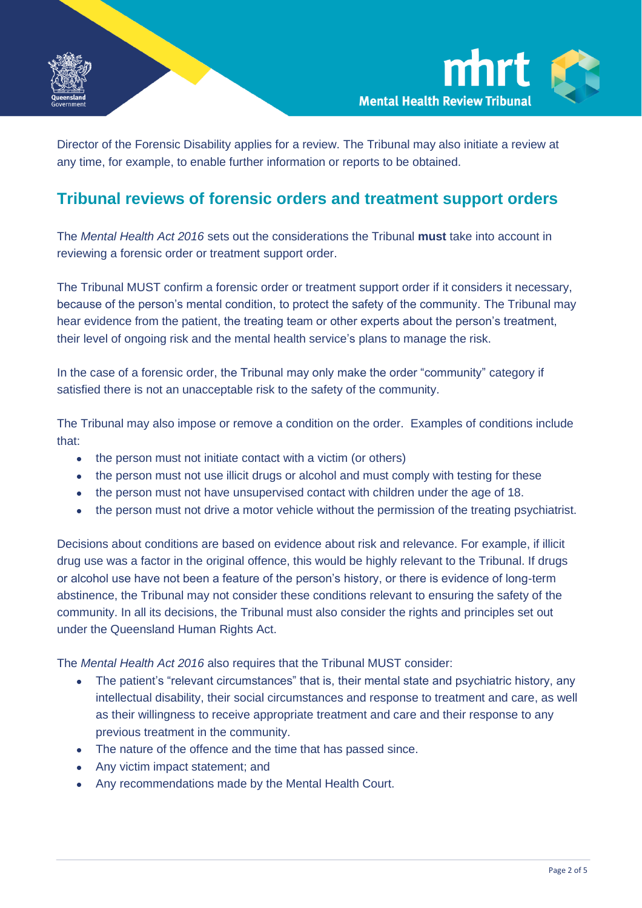Director of the Forensic Disability applies for a review. The Tribunal may also initiate a review at any time, for example, to enable further information or reports to be obtained.

## Tribunal reviews of forensic orders and treatment support orders

The *Mental Health Act 2016* sets out the considerations the Tribunal **must** take into account in reviewing a forensic order or treatment support order.

The Tribunal MUST confirm a forensic order or treatment support order if it considers it necessary, because of the person's mental condition, to protect the safety of the community. The Tribunal may hear evidence from the patient, the treating team or other experts about the person's treatment, their level of ongoing risk and the mental health service's plans to manage the risk.

In the case of a forensic order, the Tribunal may only make the order "community" category if satisfied there is not an unacceptable risk to the safety of the community.

The Tribunal may also impose or remove a condition on the order. Examples of conditions include that:

- the person must not initiate contact with a victim (or others)
- the person must not use illicit drugs or alcohol and must comply with testing for these
- the person must not have unsupervised contact with children under the age of 18.
- the person must not drive a motor vehicle without the permission of the treating psychiatrist.

Decisions about conditions are based on evidence about risk and relevance. For example, if illicit drug use was a factor in the original offence, this would be highly relevant to the Tribunal. If drugs or alcohol use have not been a feature of the person's history, or there is evidence of long-term abstinence, the Tribunal may not consider these conditions relevant to ensuring the safety of the community. In all its decisions, the Tribunal must also consider the rights and principles set out under the Queensland Human Rights Act.

The *Mental Health Act 2016* also requires that the Tribunal MUST consider:

- The patient's "relevant circumstances" that is, their mental state and psychiatric history, any intellectual disability, their social circumstances and response to treatment and care, as well as their willingness to receive appropriate treatment and care and their response to any previous treatment in the community.
- The nature of the offence and the time that has passed since.
- Any victim impact statement; and
- Any recommendations made by the Mental Health Court.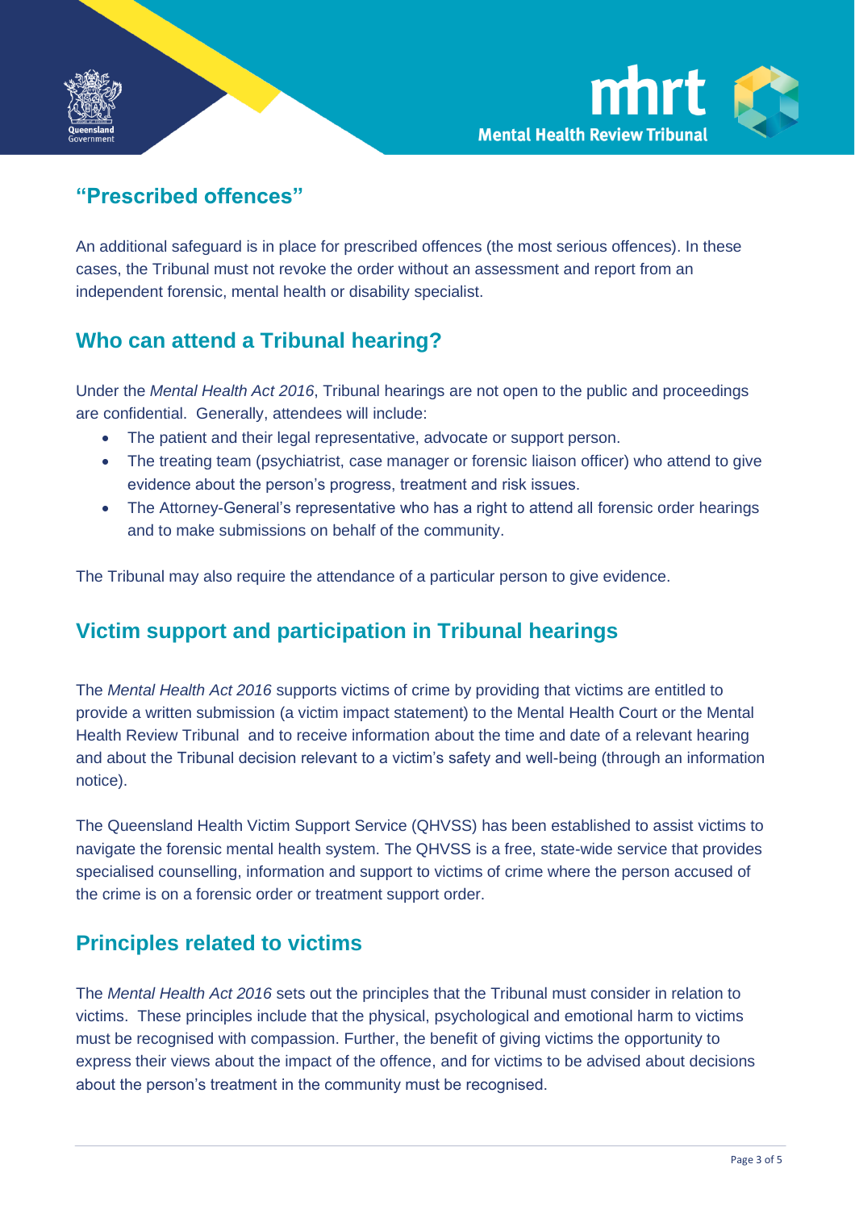## “Prescribed offences”

An additional safeguard is in place for prescribed offences (the most serious offences). In these cases, the Tribunal must not revoke the order without an assessment and report from an independent forensic, mental health or disability specialist.

## Who can attend a Tribunal hearing?

Under the *Mental Health Act 2016*, Tribunal hearings are not open to the public and proceedings are confidential. Generally, attendees will include:

- The patient and their legal representative, advocate or support person.
- The treating team (psychiatrist, case manager or forensic liaison officer) who attend to give evidence about the person’s progress, treatment and risk issues.
- The Attorney-General’s representative who has a right to attend all forensic order hearings and to make submissions on behalf of the community.

The Tribunal may also require the attendance of a particular person to give evidence.

## Victim support and participation in Tribunal hearings

The *Mental Health Act 2016* supports victims of crime by providing that victims are entitled to provide a written submission (a victim impact statement) to the Mental Health Court or the Mental Health Review Tribunal and to receive information about the time and date of a relevant hearing and about the Tribunal decision relevant to a victim’s safety and well-being (through an information notice).

The Queensland Health Victim Support Service (QHVSS) has been established to assist victims to navigate the forensic mental health system. The QHVSS is a free, state-wide service that provides specialised counselling, information and support to victims of crime where the person accused of the crime is on a forensic order or treatment support order.

## Principles related to victims

The *Mental Health Act 2016* sets out the principles that the Tribunal must consider in relation to victims. These principles include that the physical, psychological and emotional harm to victims must be recognised with compassion. Further, the benefit of giving victims the opportunity to express their views about the impact of the offence, and for victims to be advised about decisions about the person’s treatment in the community must be recognised.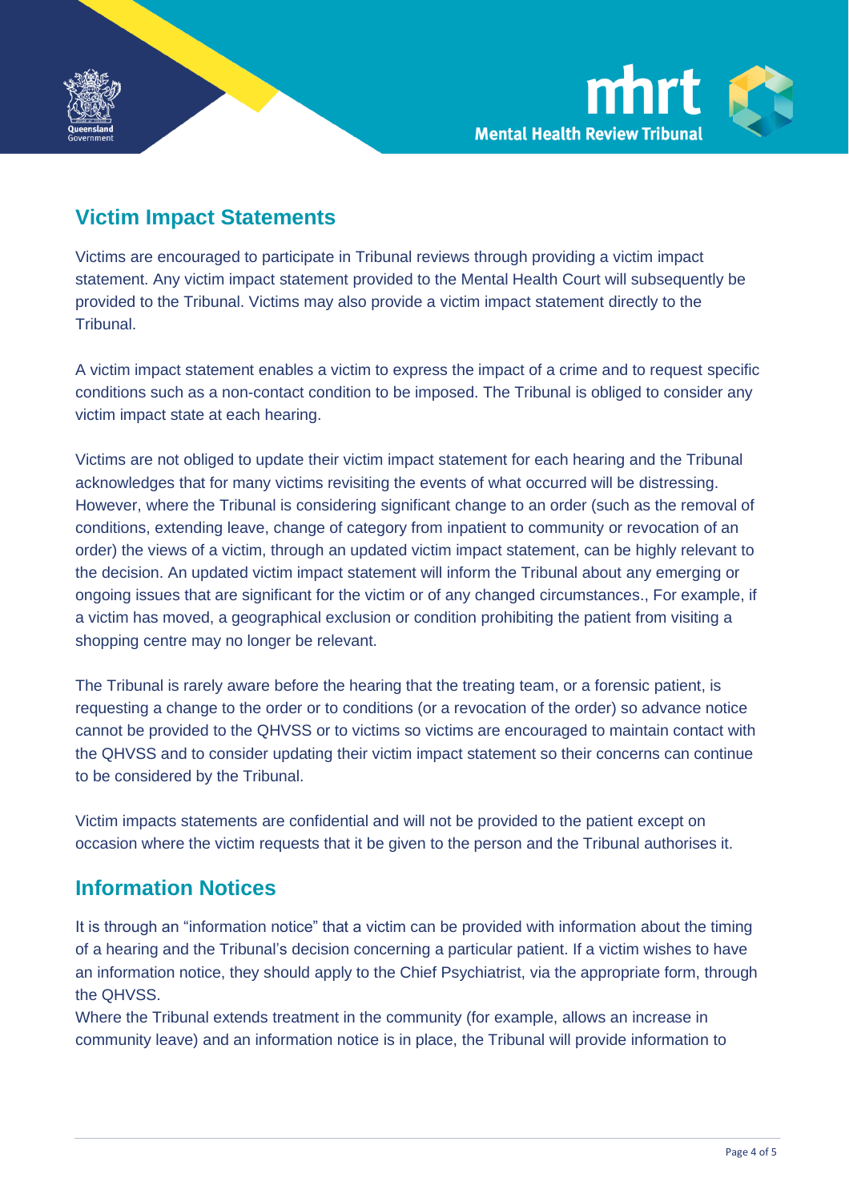## Victim Impact Statements

Victims are encouraged to participate in Tribunal reviews through providing a victim impact statement. Any victim impact statement provided to the Mental Health Court will subsequently be provided to the Tribunal. Victims may also provide a victim impact statement directly to the Tribunal.

A victim impact statement enables a victim to express the impact of a crime and to request specific conditions such as a non-contact condition to be imposed. The Tribunal is obliged to consider any victim impact state at each hearing.

Victims are not obliged to update their victim impact statement for each hearing and the Tribunal acknowledges that for many victims revisiting the events of what occurred will be distressing. However, where the Tribunal is considering significant change to an order (such as the removal of conditions, extending leave, change of category from inpatient to community or revocation of an order) the views of a victim, through an updated victim impact statement, can be highly relevant to the decision. An updated victim impact statement will inform the Tribunal about any emerging or ongoing issues that are significant for the victim or of any changed circumstances., For example, if a victim has moved, a geographical exclusion or condition prohibiting the patient from visiting a shopping centre may no longer be relevant.

The Tribunal is rarely aware before the hearing that the treating team, or a forensic patient, is requesting a change to the order or to conditions (or a revocation of the order) so advance notice cannot be provided to the QHVSS or to victims so victims are encouraged to maintain contact with the QHVSS and to consider updating their victim impact statement so their concerns can continue to be considered by the Tribunal.

Victim impacts statements are confidential and will not be provided to the patient except on occasion where the victim requests that it be given to the person and the Tribunal authorises it.

## Information Notices

It is through an "information notice" that a victim can be provided with information about the timing of a hearing and the Tribunal's decision concerning a particular patient. If a victim wishes to have an information notice, they should apply to the Chief Psychiatrist, via the appropriate form, through the QHVSS.

Where the Tribunal extends treatment in the community (for example, allows an increase in community leave) and an information notice is in place, the Tribunal will provide information to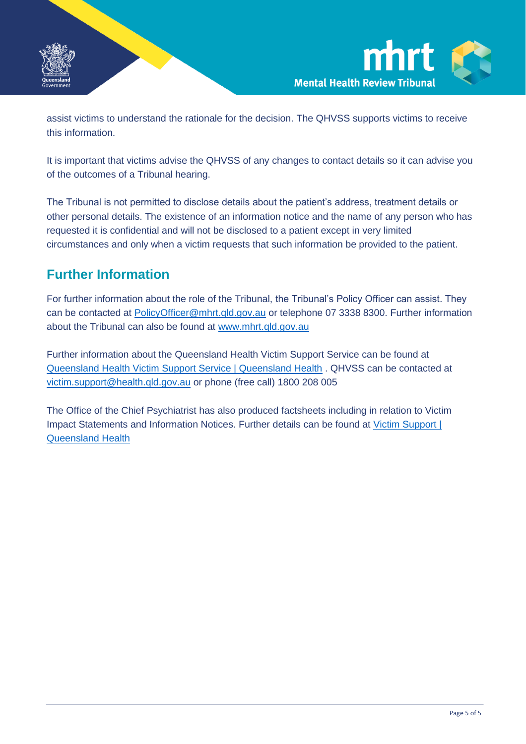assist victims to understand the rationale for the decision. The QHVSS supports victims to receive this information.

It is important that victims advise the QHVSS of any changes to contact details so it can advise you of the outcomes of a Tribunal hearing.

The Tribunal is not permitted to disclose details about the patient's address, treatment details or other personal details. The existence of an information notice and the name of any person who has requested it is confidential and will not be disclosed to a patient except in very limited circumstances and only when a victim requests that such information be provided to the patient.

## Further Information

For further information about the role of the Tribunal, the Tribunal's Policy Officer can assist. They can be contacted at PolicyOfficer@mhrt.qld.gov.au or telephone 07 3338 8300. Further information about the Tribunal can also be found at www.mhrt.qld.gov.au

Further information about the Queensland Health Victim Support Service can be found at Queensland Health Victim Support Service | Queensland Health . QHVSS can be contacted at victim.support@health.qld.gov.au or phone (free call) 1800 208 005

The Office of the Chief Psychiatrist has also produced factsheets including in relation to Victim Impact Statements and Information Notices. Further details can be found at Victim Support | Queensland Health